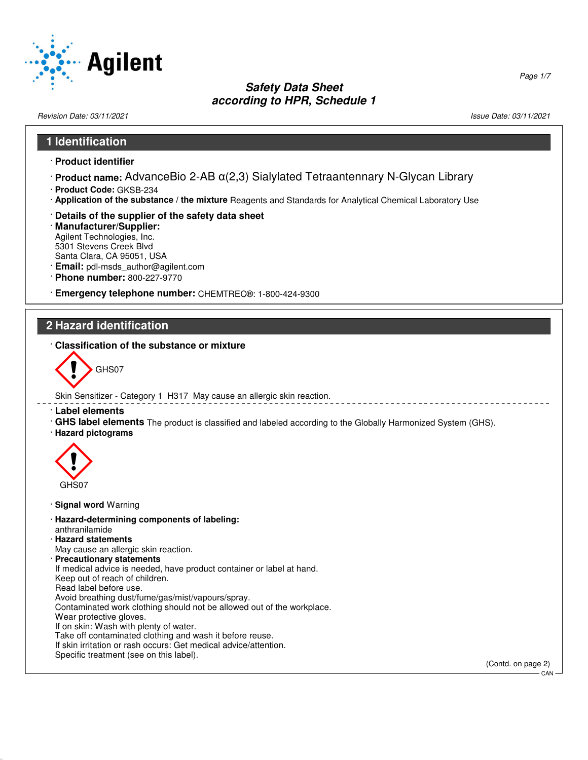# Safety Data Sheet according to HPR, Schedule 1

Revision Date: 03/11/2021

Issue Date: 03/11/2021

## 1 Identification

· **Product identifier**

· **Product name:** AdvanceBio 2-AB α(2,3) Sialylated Tetraantennary N-Glycan Library

· **Product Code:** GKSB-234

· **Application of the substance / the mixture** Reagents and Standards for Analytical Chemical Laboratory Use

· **Details of the supplier of the safety data sheet**

· **Manufacturer/Supplier:**
Agilent Technologies, Inc.
5301 Stevens Creek Blvd
Santa Clara, CA 95051, USA

· **Email:** pdl-msds_author@agilent.com

· **Phone number:** 800-227-9770

· **Emergency telephone number:** CHEMTREC®: 1-800-424-9300

## 2 Hazard identification

· **Classification of the substance or mixture**

GHS07

Skin Sensitizer - Category 1 H317 May cause an allergic skin reaction.

· **Label elements**

· **GHS label elements** The product is classified and labeled according to the Globally Harmonized System (GHS).

· **Hazard pictograms**

GHS07

· **Signal word** Warning

· **Hazard-determining components of labeling:**
anthranilamide

· **Hazard statements**
May cause an allergic skin reaction.

· **Precautionary statements**
If medical advice is needed, have product container or label at hand.
Keep out of reach of children.
Read label before use.
Avoid breathing dust/fume/gas/mist/vapours/spray.
Contaminated work clothing should not be allowed out of the workplace.
Wear protective gloves.
If on skin: Wash with plenty of water.
Take off contaminated clothing and wash it before reuse.
If skin irritation or rash occurs: Get medical advice/attention.
Specific treatment (see on this label).

(Contd. on page 2)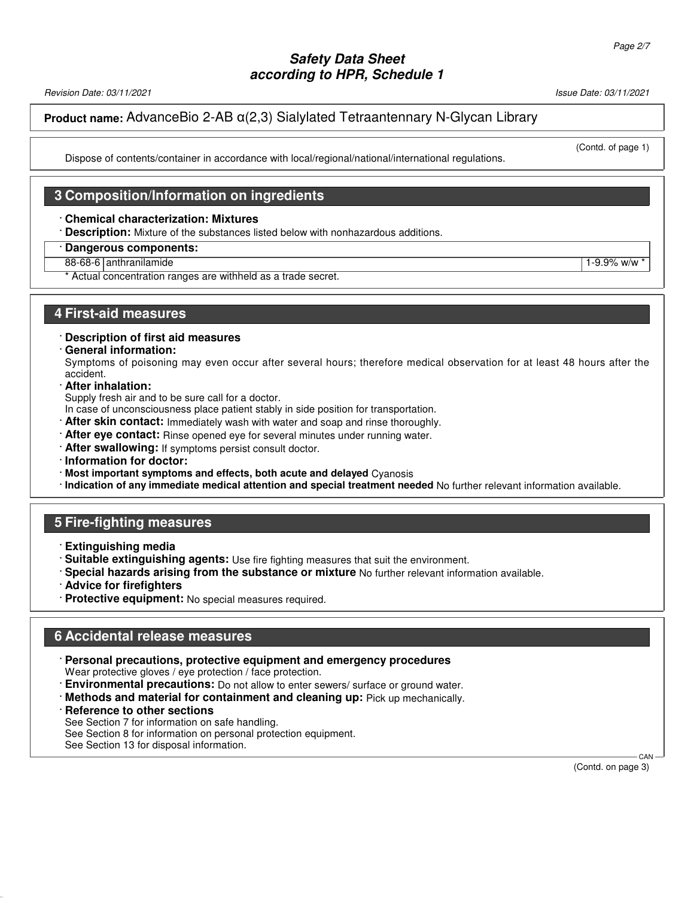(Contd. of page 1)

Dispose of contents/container in accordance with local/regional/national/international regulations.

## 3 Composition/Information on ingredients

· **Chemical characterization: Mixtures**

· **Description:** Mixture of the substances listed below with nonhazardous additions.

· **Dangerous components:**

| | | |
|---|---|---|
| 88-68-6 | anthranilamide | 1-9.9% w/w * |

\* Actual concentration ranges are withheld as a trade secret.

## 4 First-aid measures

· **Description of first aid measures**

· **General information:**
Symptoms of poisoning may even occur after several hours; therefore medical observation for at least 48 hours after the accident.

· **After inhalation:**
Supply fresh air and to be sure call for a doctor.
In case of unconsciousness place patient stably in side position for transportation.

· **After skin contact:** Immediately wash with water and soap and rinse thoroughly.

· **After eye contact:** Rinse opened eye for several minutes under running water.

· **After swallowing:** If symptoms persist consult doctor.

· **Information for doctor:**

· **Most important symptoms and effects, both acute and delayed** Cyanosis

· **Indication of any immediate medical attention and special treatment needed** No further relevant information available.

## 5 Fire-fighting measures

· **Extinguishing media**

· **Suitable extinguishing agents:** Use fire fighting measures that suit the environment.

· **Special hazards arising from the substance or mixture** No further relevant information available.

· **Advice for firefighters**

· **Protective equipment:** No special measures required.

## 6 Accidental release measures

· **Personal precautions, protective equipment and emergency procedures**
Wear protective gloves / eye protection / face protection.

· **Environmental precautions:** Do not allow to enter sewers/ surface or ground water.

· **Methods and material for containment and cleaning up:** Pick up mechanically.

· **Reference to other sections**
See Section 7 for information on safe handling.
See Section 8 for information on personal protection equipment.
See Section 13 for disposal information.

(Contd. on page 3)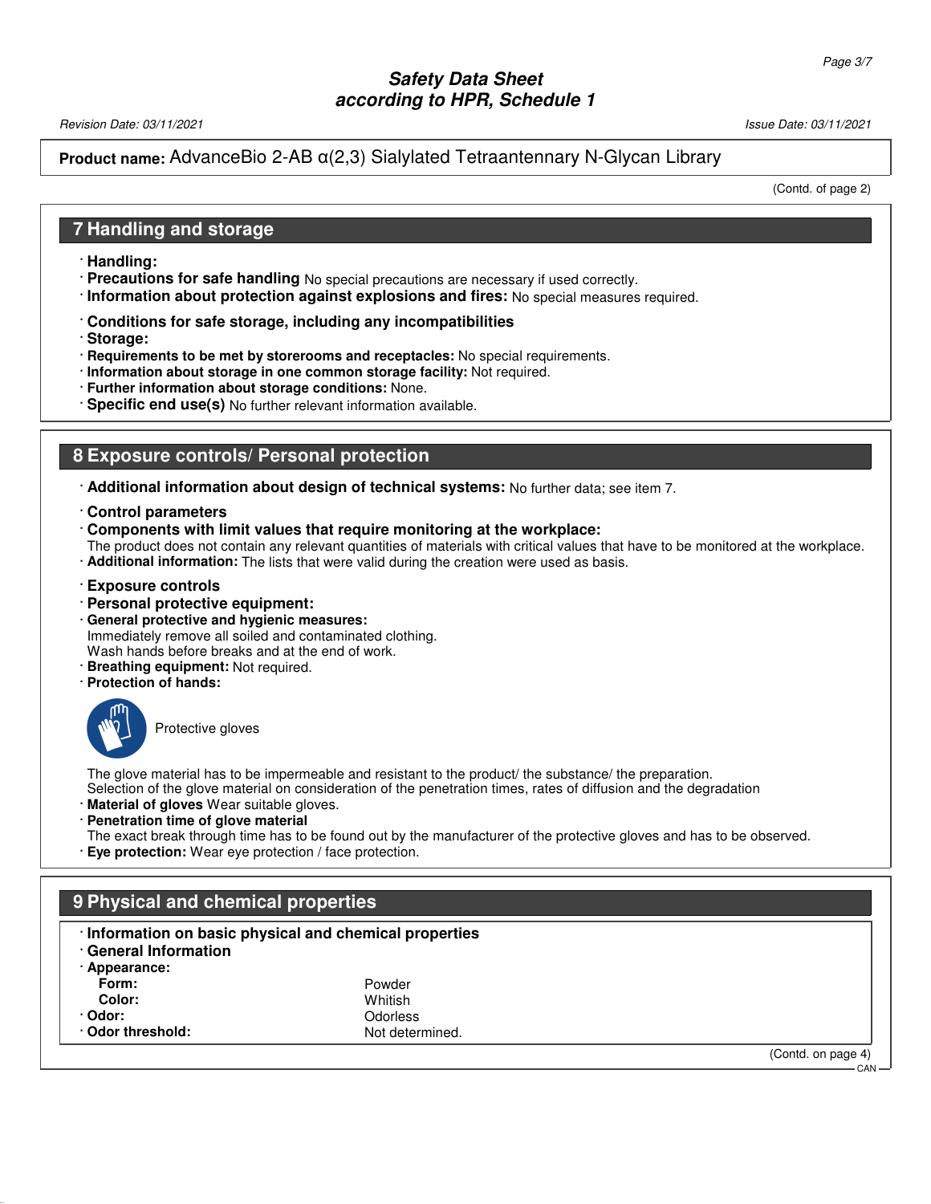Product name: AdvanceBio 2-AB α(2,3) Sialylated Tetraantennary N-Glycan Library

(Contd. of page 2)

## 7 Handling and storage

· **Handling:**
· **Precautions for safe handling** No special precautions are necessary if used correctly.
· **Information about protection against explosions and fires:** No special measures required.

· **Conditions for safe storage, including any incompatibilities**
· **Storage:**
· **Requirements to be met by storerooms and receptacles:** No special requirements.
· **Information about storage in one common storage facility:** Not required.
· **Further information about storage conditions:** None.
· **Specific end use(s)** No further relevant information available.

## 8 Exposure controls/ Personal protection

· **Additional information about design of technical systems:** No further data; see item 7.

· **Control parameters**
· **Components with limit values that require monitoring at the workplace:**
The product does not contain any relevant quantities of materials with critical values that have to be monitored at the workplace.
· **Additional information:** The lists that were valid during the creation were used as basis.

· **Exposure controls**
· **Personal protective equipment:**
· **General protective and hygienic measures:**
Immediately remove all soiled and contaminated clothing.
Wash hands before breaks and at the end of work.
· **Breathing equipment:** Not required.
· **Protection of hands:**

Protective gloves

The glove material has to be impermeable and resistant to the product/ the substance/ the preparation.
Selection of the glove material on consideration of the penetration times, rates of diffusion and the degradation
· **Material of gloves** Wear suitable gloves.
· **Penetration time of glove material**
The exact break through time has to be found out by the manufacturer of the protective gloves and has to be observed.
· **Eye protection:** Wear eye protection / face protection.

## 9 Physical and chemical properties

· **Information on basic physical and chemical properties**
· **General Information**

| · **Appearance:** | |
|---|---|
| **Form:** | Powder |
| **Color:** | Whitish |
| · **Odor:** | Odorless |
| · **Odor threshold:** | Not determined. |

(Contd. on page 4)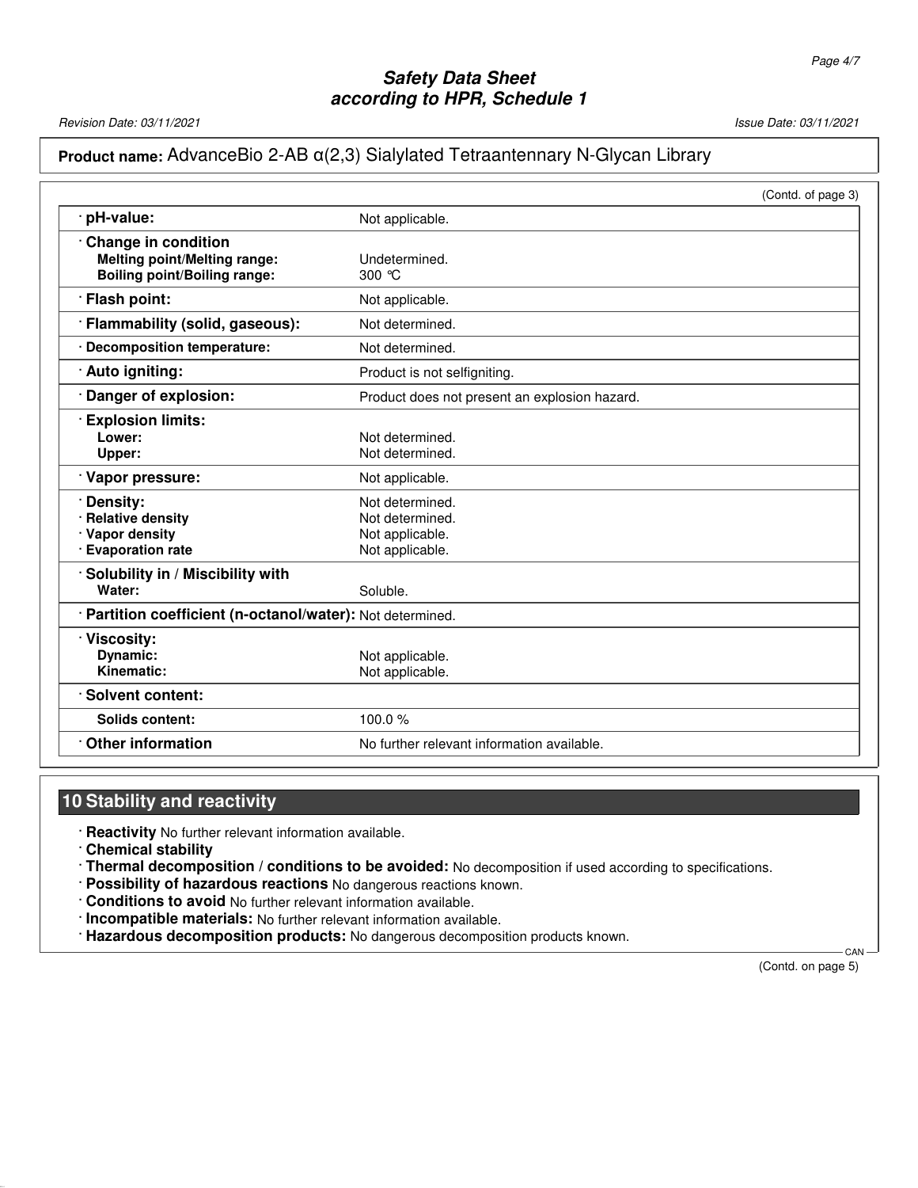**Product name:** AdvanceBio 2-AB α(2,3) Sialylated Tetraantennary N-Glycan Library

(Contd. of page 3)

| Property | Value |
|---|---|
| · **pH-value:** | Not applicable. |
| · **Change in condition** | |
| **Melting point/Melting range:** | Undetermined. |
| **Boiling point/Boiling range:** | 300 °C |
| · **Flash point:** | Not applicable. |
| · **Flammability (solid, gaseous):** | Not determined. |
| · **Decomposition temperature:** | Not determined. |
| · **Auto igniting:** | Product is not selfigniting. |
| · **Danger of explosion:** | Product does not present an explosion hazard. |
| · **Explosion limits:** | |
| **Lower:** | Not determined. |
| **Upper:** | Not determined. |
| · **Vapor pressure:** | Not applicable. |
| · **Density:** | Not determined. |
| · **Relative density** | Not determined. |
| · **Vapor density** | Not applicable. |
| · **Evaporation rate** | Not applicable. |
| · **Solubility in / Miscibility with** | |
| **Water:** | Soluble. |
| · **Partition coefficient (n-octanol/water):** | Not determined. |
| · **Viscosity:** | |
| **Dynamic:** | Not applicable. |
| **Kinematic:** | Not applicable. |
| · **Solvent content:** | |
| **Solids content:** | 100.0 % |
| · **Other information** | No further relevant information available. |

## 10 Stability and reactivity

· **Reactivity** No further relevant information available.
· **Chemical stability**
· **Thermal decomposition / conditions to be avoided:** No decomposition if used according to specifications.
· **Possibility of hazardous reactions** No dangerous reactions known.
· **Conditions to avoid** No further relevant information available.
· **Incompatible materials:** No further relevant information available.
· **Hazardous decomposition products:** No dangerous decomposition products known.

(Contd. on page 5)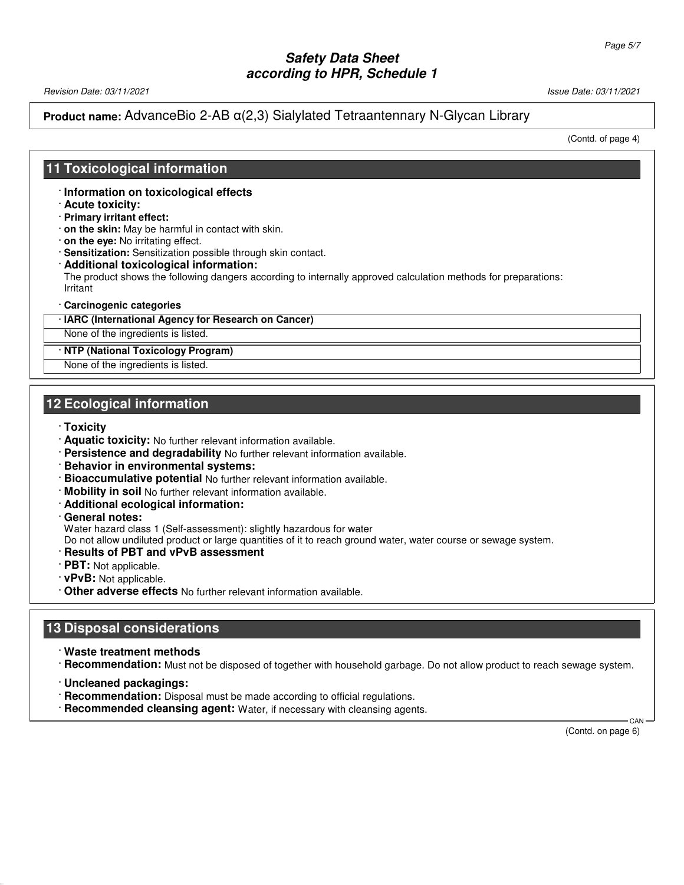**Product name:** AdvanceBio 2-AB α(2,3) Sialylated Tetraantennary N-Glycan Library

(Contd. of page 4)

## 11 Toxicological information

- **Information on toxicological effects**
- **Acute toxicity:**
- **Primary irritant effect:**
- **on the skin:** May be harmful in contact with skin.
- **on the eye:** No irritating effect.
- **Sensitization:** Sensitization possible through skin contact.
- **Additional toxicological information:**
  The product shows the following dangers according to internally approved calculation methods for preparations:
  Irritant
- **Carcinogenic categories**

| · IARC (International Agency for Research on Cancer) |
| --- |
| None of the ingredients is listed. |

| · NTP (National Toxicology Program) |
| --- |
| None of the ingredients is listed. |

## 12 Ecological information

- **Toxicity**
- **Aquatic toxicity:** No further relevant information available.
- **Persistence and degradability** No further relevant information available.
- **Behavior in environmental systems:**
- **Bioaccumulative potential** No further relevant information available.
- **Mobility in soil** No further relevant information available.
- **Additional ecological information:**
- **General notes:**
  Water hazard class 1 (Self-assessment): slightly hazardous for water
  Do not allow undiluted product or large quantities of it to reach ground water, water course or sewage system.
- **Results of PBT and vPvB assessment**
- **PBT:** Not applicable.
- **vPvB:** Not applicable.
- **Other adverse effects** No further relevant information available.

## 13 Disposal considerations

- **Waste treatment methods**
- **Recommendation:** Must not be disposed of together with household garbage. Do not allow product to reach sewage system.
- **Uncleaned packagings:**
- **Recommendation:** Disposal must be made according to official regulations.
- **Recommended cleansing agent:** Water, if necessary with cleansing agents.

(Contd. on page 6)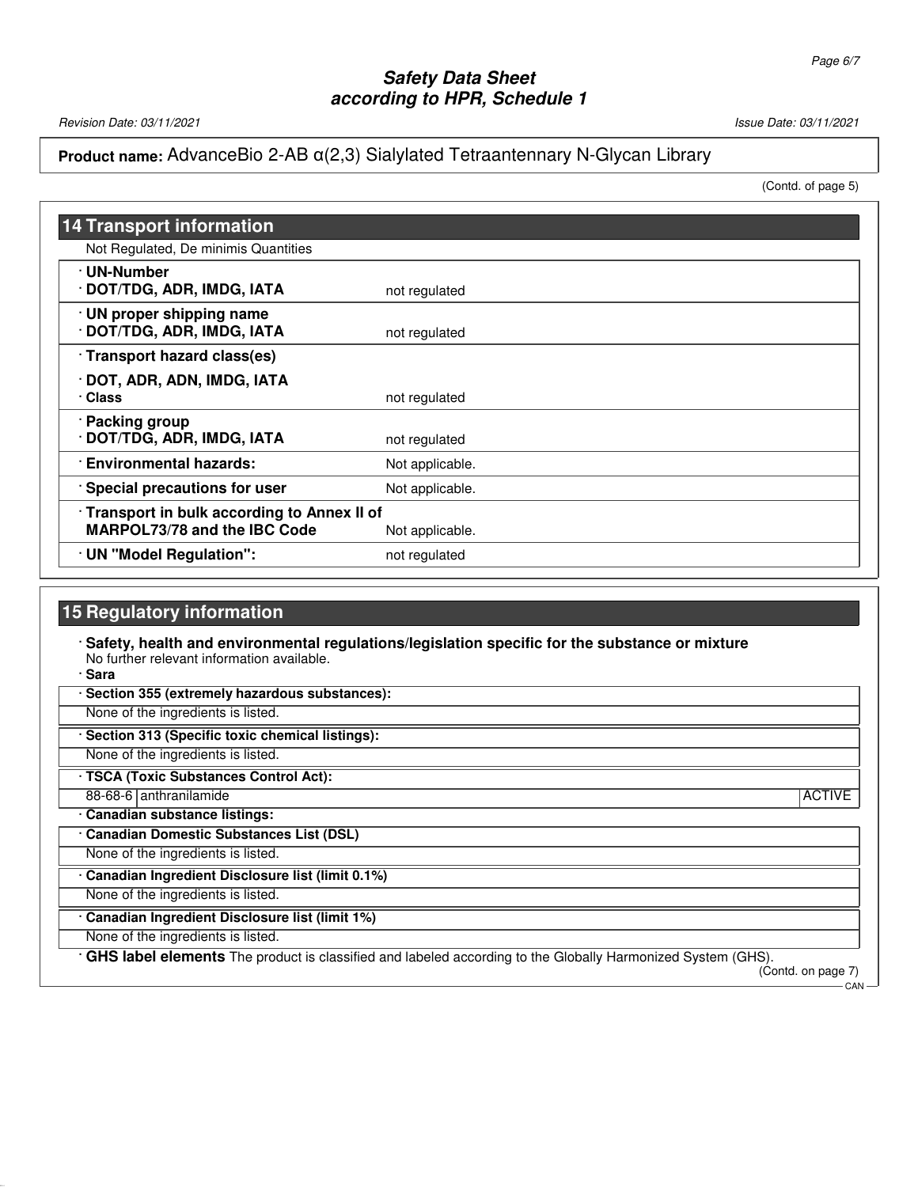**Product name:** AdvanceBio 2-AB α(2,3) Sialylated Tetraantennary N-Glycan Library

(Contd. of page 5)

## 14 Transport information

Not Regulated, De minimis Quantities

| | |
|---|---|
| **· UN-Number** | |
| **· DOT/TDG, ADR, IMDG, IATA** | not regulated |
| **· UN proper shipping name** | |
| **· DOT/TDG, ADR, IMDG, IATA** | not regulated |
| **· Transport hazard class(es)** | |
| **· DOT, ADR, ADN, IMDG, IATA** | |
| **· Class** | not regulated |
| **· Packing group** | |
| **· DOT/TDG, ADR, IMDG, IATA** | not regulated |
| **· Environmental hazards:** | Not applicable. |
| **· Special precautions for user** | Not applicable. |
| **· Transport in bulk according to Annex II of MARPOL73/78 and the IBC Code** | Not applicable. |
| **· UN "Model Regulation":** | not regulated |

## 15 Regulatory information

**· Safety, health and environmental regulations/legislation specific for the substance or mixture**
No further relevant information available.

**· Sara**

**· Section 355 (extremely hazardous substances):**

None of the ingredients is listed.

**· Section 313 (Specific toxic chemical listings):**

None of the ingredients is listed.

**· TSCA (Toxic Substances Control Act):**

| | | |
|---|---|---|
| 88-68-6 | anthranilamide | ACTIVE |

**· Canadian substance listings:**

**· Canadian Domestic Substances List (DSL)**

None of the ingredients is listed.

**· Canadian Ingredient Disclosure list (limit 0.1%)**

None of the ingredients is listed.

**· Canadian Ingredient Disclosure list (limit 1%)**

None of the ingredients is listed.

**· GHS label elements** The product is classified and labeled according to the Globally Harmonized System (GHS).

(Contd. on page 7)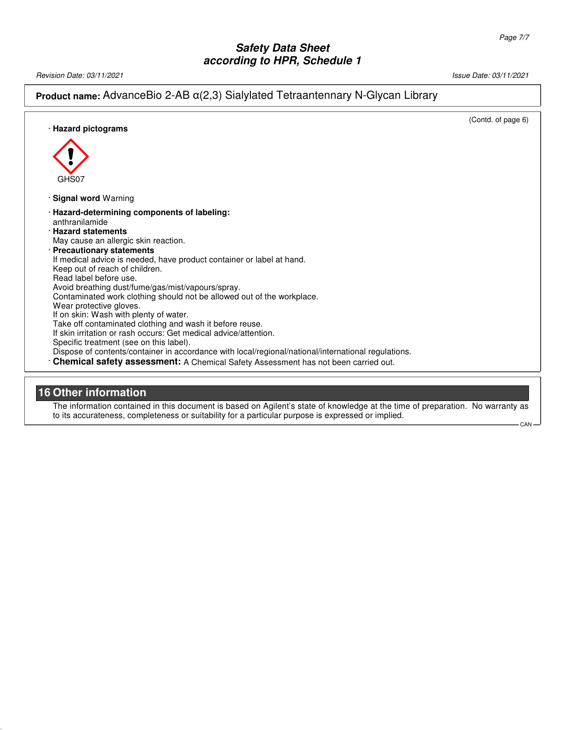**Product name:** AdvanceBio 2-AB α(2,3) Sialylated Tetraantennary N-Glycan Library

(Contd. of page 6)

· **Hazard pictograms**

GHS07

· **Signal word** Warning

· **Hazard-determining components of labeling:**
anthranilamide

· **Hazard statements**
May cause an allergic skin reaction.

· **Precautionary statements**
If medical advice is needed, have product container or label at hand.
Keep out of reach of children.
Read label before use.
Avoid breathing dust/fume/gas/mist/vapours/spray.
Contaminated work clothing should not be allowed out of the workplace.
Wear protective gloves.
If on skin: Wash with plenty of water.
Take off contaminated clothing and wash it before reuse.
If skin irritation or rash occurs: Get medical advice/attention.
Specific treatment (see on this label).
Dispose of contents/container in accordance with local/regional/national/international regulations.

· **Chemical safety assessment:** A Chemical Safety Assessment has not been carried out.

## 16 Other information

The information contained in this document is based on Agilent's state of knowledge at the time of preparation. No warranty as to its accurateness, completeness or suitability for a particular purpose is expressed or implied.

CAN